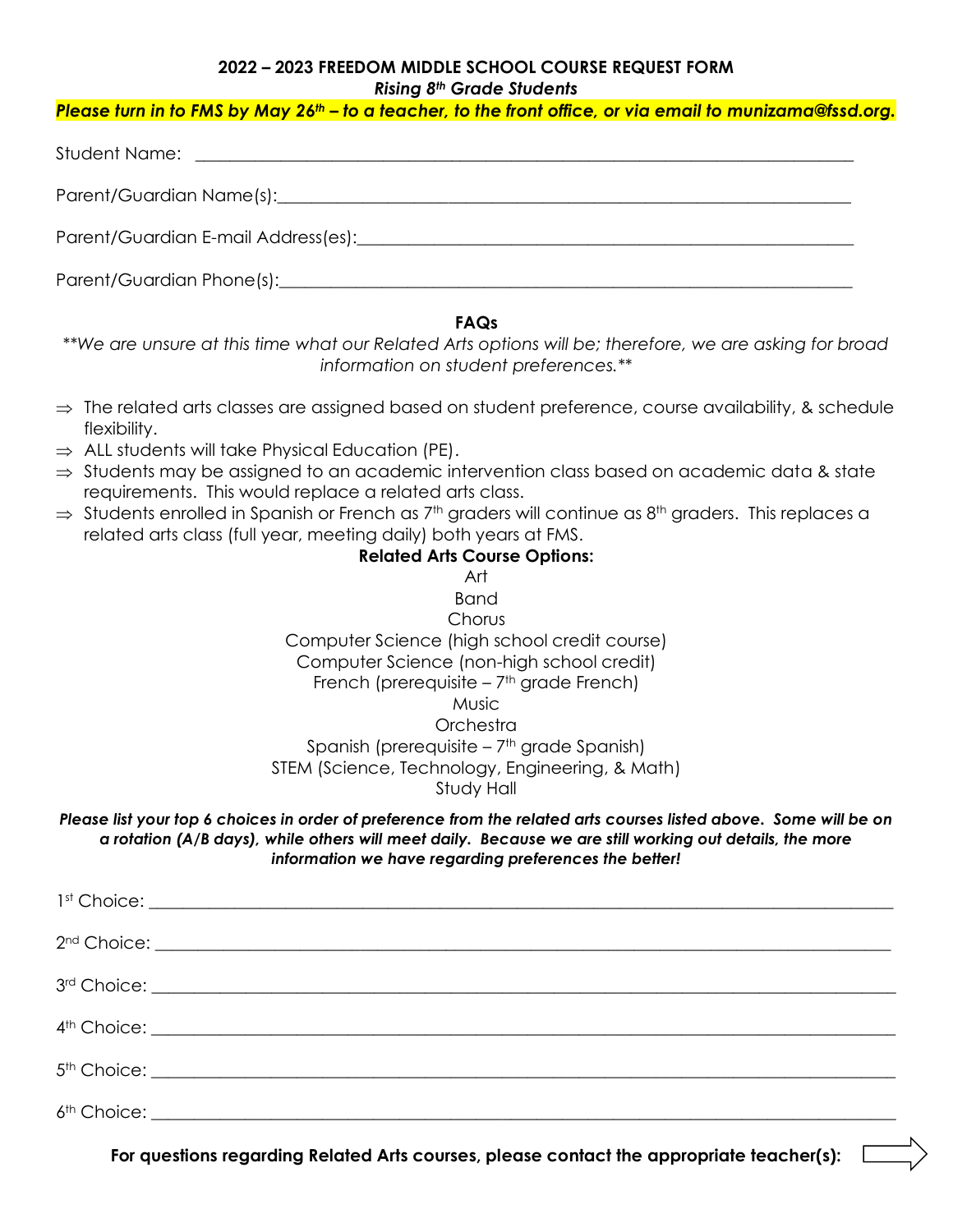# 2022 – 2023 FREEDOM MIDDLE SCHOOL COURSE REQUEST FORM

***Rising 8th Grade Students***

***Please turn in to FMS by May 26th – to a teacher, to the front office, or via email to munizama@fssd.org.***

Student Name: ___________________________________________________________________

Parent/Guardian Name(s):_________________________________________________________

Parent/Guardian E-mail Address(es):_______________________________________________

Parent/Guardian Phone(s):_________________________________________________________

## FAQs

*\*\*We are unsure at this time what our Related Arts options will be; therefore, we are asking for broad information on student preferences.\*\**

- ⇒ The related arts classes are assigned based on student preference, course availability, & schedule flexibility.
- ⇒ ALL students will take Physical Education (PE).
- ⇒ Students may be assigned to an academic intervention class based on academic data & state requirements. This would replace a related arts class.
- ⇒ Students enrolled in Spanish or French as 7th graders will continue as 8th graders. This replaces a related arts class (full year, meeting daily) both years at FMS.

**Related Arts Course Options:**

Art
Band
Chorus
Computer Science (high school credit course)
Computer Science (non-high school credit)
French (prerequisite – 7th grade French)
Music
Orchestra
Spanish (prerequisite – 7th grade Spanish)
STEM (Science, Technology, Engineering, & Math)
Study Hall

***Please list your top 6 choices in order of preference from the related arts courses listed above. Some will be on a rotation (A/B days), while others will meet daily. Because we are still working out details, the more information we have regarding preferences the better!***

1st Choice: ______________________________________________________________________

2nd Choice: ______________________________________________________________________

3rd Choice: ______________________________________________________________________

4th Choice: ______________________________________________________________________

5th Choice: ______________________________________________________________________

6th Choice: ______________________________________________________________________

**For questions regarding Related Arts courses, please contact the appropriate teacher(s):** ⇨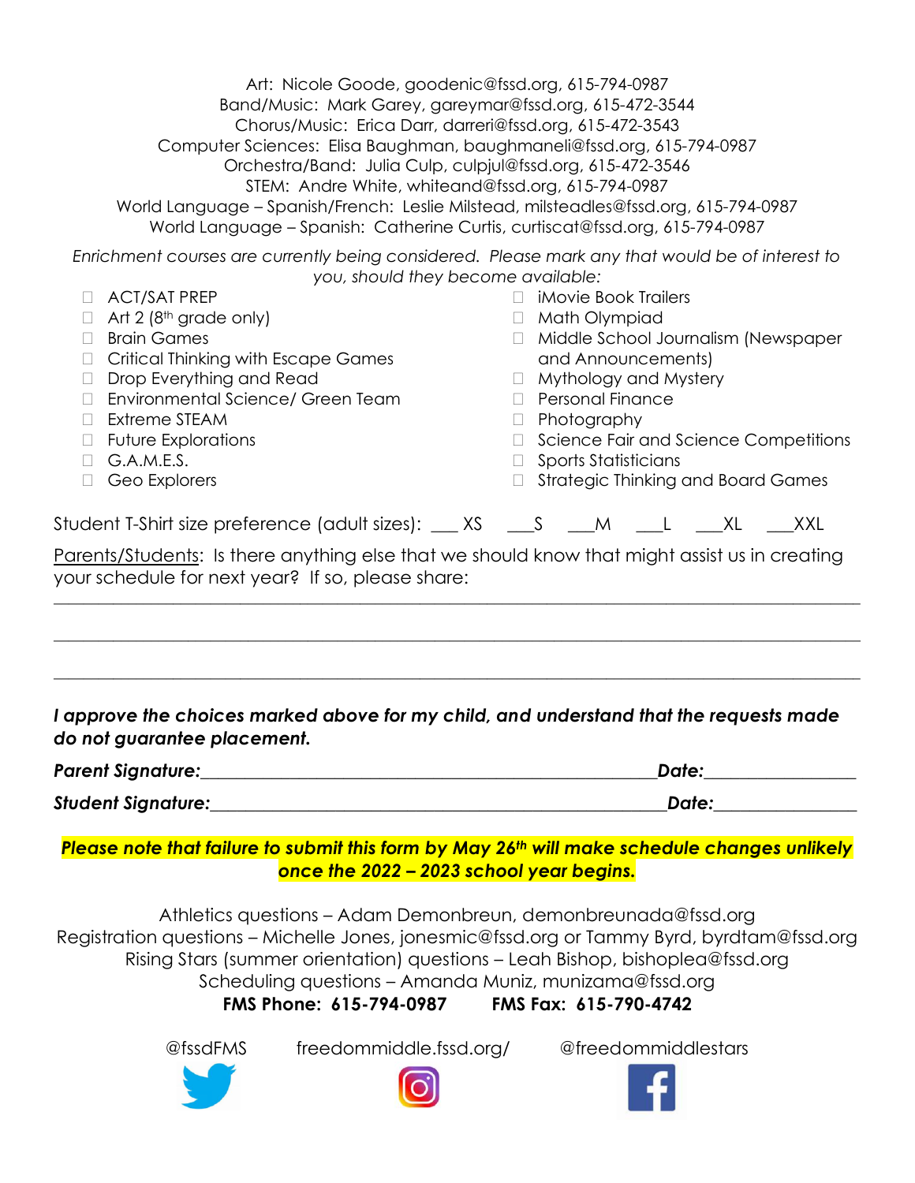Art: Nicole Goode, goodenic@fssd.org, 615-794-0987
Band/Music: Mark Garey, gareymar@fssd.org, 615-472-3544
Chorus/Music: Erica Darr, darreri@fssd.org, 615-472-3543
Computer Sciences: Elisa Baughman, baughmaneli@fssd.org, 615-794-0987
Orchestra/Band: Julia Culp, culpjul@fssd.org, 615-472-3546
STEM: Andre White, whiteand@fssd.org, 615-794-0987
World Language – Spanish/French: Leslie Milstead, milsteadles@fssd.org, 615-794-0987
World Language – Spanish: Catherine Curtis, curtiscat@fssd.org, 615-794-0987

*Enrichment courses are currently being considered. Please mark any that would be of interest to you, should they become available:*

- ☐ ACT/SAT PREP
- ☐ Art 2 (8th grade only)
- ☐ Brain Games
- ☐ Critical Thinking with Escape Games
- ☐ Drop Everything and Read
- ☐ Environmental Science/ Green Team
- ☐ Extreme STEAM
- ☐ Future Explorations
- ☐ G.A.M.E.S.
- ☐ Geo Explorers
- ☐ iMovie Book Trailers
- ☐ Math Olympiad
- ☐ Middle School Journalism (Newspaper and Announcements)
- ☐ Mythology and Mystery
- ☐ Personal Finance
- ☐ Photography
- ☐ Science Fair and Science Competitions
- ☐ Sports Statisticians
- ☐ Strategic Thinking and Board Games

Student T-Shirt size preference (adult sizes): ___ XS ___S ___M ___L ___XL ___XXL

Parents/Students: Is there anything else that we should know that might assist us in creating your schedule for next year? If so, please share:

_______________________________________________________________________________

_______________________________________________________________________________

_______________________________________________________________________________

***I approve the choices marked above for my child, and understand that the requests made do not guarantee placement.***

***Parent Signature:***_______________________________________________***Date:***_______________

***Student Signature:***______________________________________________***Date:***_______________

***Please note that failure to submit this form by May 26th will make schedule changes unlikely once the 2022 – 2023 school year begins.***

Athletics questions – Adam Demonbreun, demonbreunada@fssd.org
Registration questions – Michelle Jones, jonesmic@fssd.org or Tammy Byrd, byrdtam@fssd.org
Rising Stars (summer orientation) questions – Leah Bishop, bishoplea@fssd.org
Scheduling questions – Amanda Muniz, munizama@fssd.org
**FMS Phone: 615-794-0987** **FMS Fax: 615-790-4742**

@fssdFMS freedommiddle.fssd.org/ @freedommiddlestars